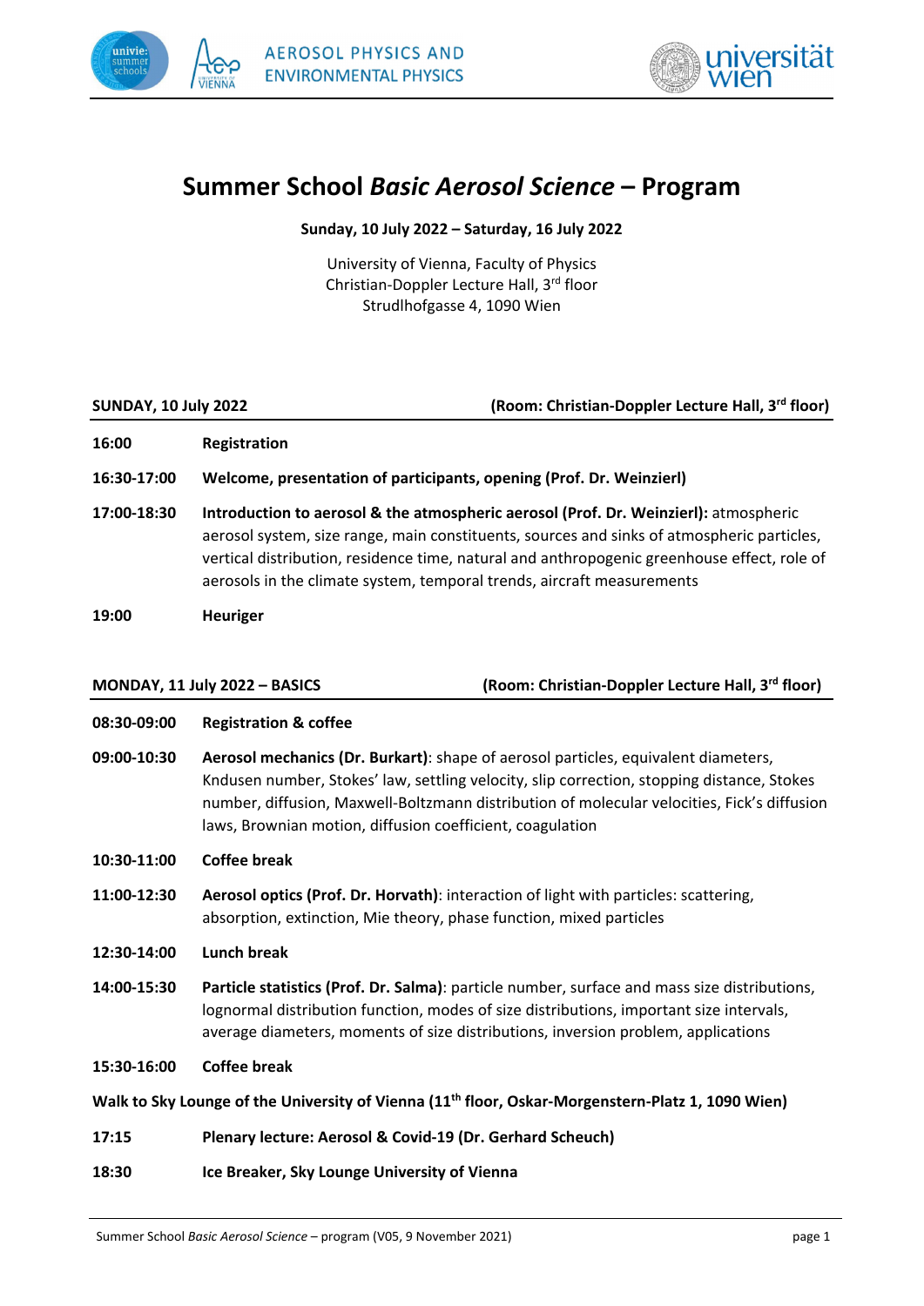# Summer School *Basic Aerosol Science* – Program

**Sunday, 10 July 2022 – Saturday, 16 July 2022**

University of Vienna, Faculty of Physics
Christian-Doppler Lecture Hall, 3rd floor
Strudlhofgasse 4, 1090 Wien

## SUNDAY, 10 July 2022 (Room: Christian-Doppler Lecture Hall, 3rd floor)

| | |
|---|---|
| **16:00** | **Registration** |
| **16:30-17:00** | **Welcome, presentation of participants, opening (Prof. Dr. Weinzierl)** |
| **17:00-18:30** | **Introduction to aerosol & the atmospheric aerosol (Prof. Dr. Weinzierl):** atmospheric aerosol system, size range, main constituents, sources and sinks of atmospheric particles, vertical distribution, residence time, natural and anthropogenic greenhouse effect, role of aerosols in the climate system, temporal trends, aircraft measurements |
| **19:00** | **Heuriger** |

## MONDAY, 11 July 2022 – BASICS (Room: Christian-Doppler Lecture Hall, 3rd floor)

| | |
|---|---|
| **08:30-09:00** | **Registration & coffee** |
| **09:00-10:30** | **Aerosol mechanics (Dr. Burkart)**: shape of aerosol particles, equivalent diameters, Kndusen number, Stokes' law, settling velocity, slip correction, stopping distance, Stokes number, diffusion, Maxwell-Boltzmann distribution of molecular velocities, Fick's diffusion laws, Brownian motion, diffusion coefficient, coagulation |
| **10:30-11:00** | **Coffee break** |
| **11:00-12:30** | **Aerosol optics (Prof. Dr. Horvath)**: interaction of light with particles: scattering, absorption, extinction, Mie theory, phase function, mixed particles |
| **12:30-14:00** | **Lunch break** |
| **14:00-15:30** | **Particle statistics (Prof. Dr. Salma)**: particle number, surface and mass size distributions, lognormal distribution function, modes of size distributions, important size intervals, average diameters, moments of size distributions, inversion problem, applications |
| **15:30-16:00** | **Coffee break** |

**Walk to Sky Lounge of the University of Vienna (11th floor, Oskar-Morgenstern-Platz 1, 1090 Wien)**

| | |
|---|---|
| **17:15** | **Plenary lecture: Aerosol & Covid-19 (Dr. Gerhard Scheuch)** |
| **18:30** | **Ice Breaker, Sky Lounge University of Vienna** |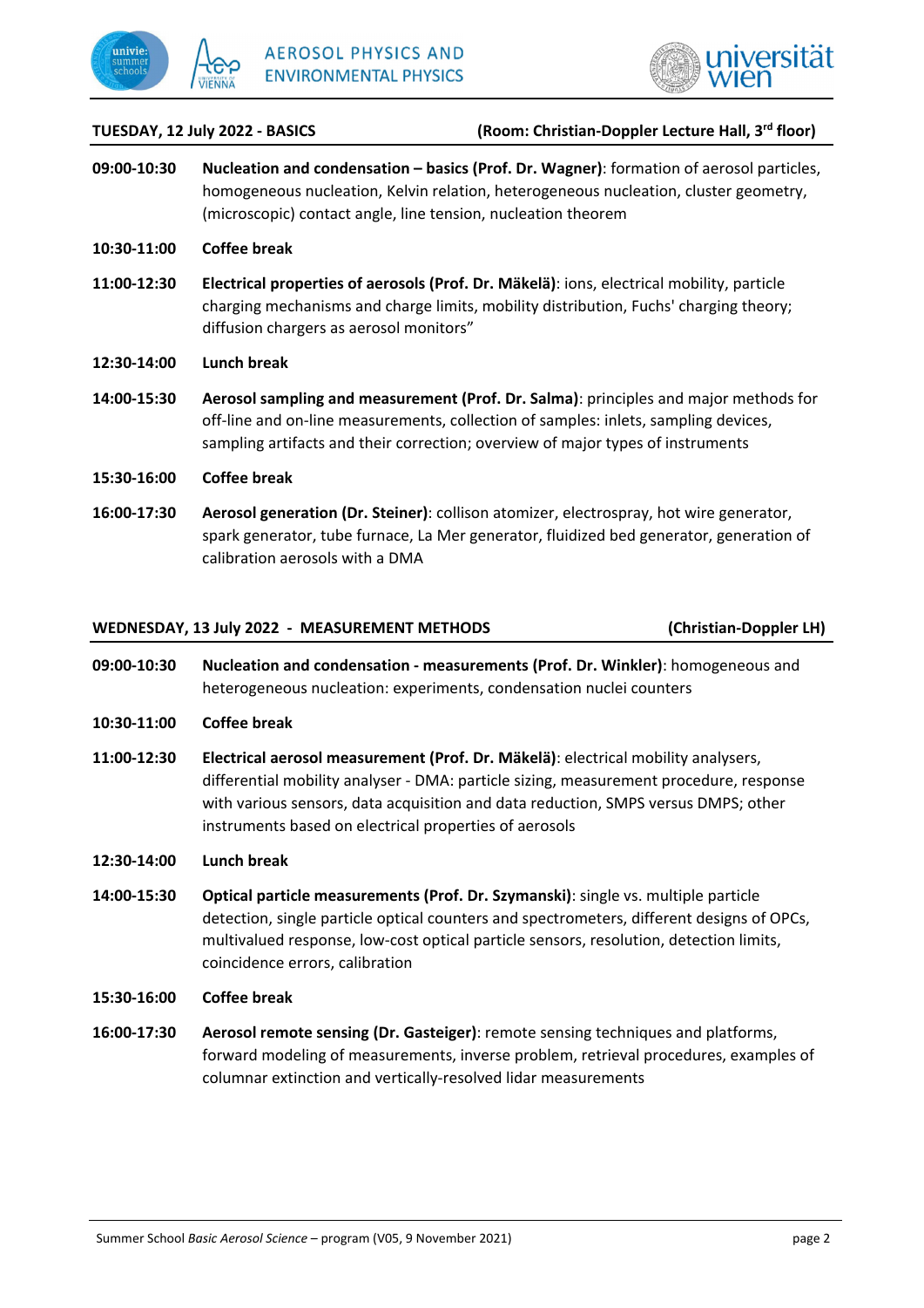**TUESDAY, 12 July 2022 - BASICS** **(Room: Christian-Doppler Lecture Hall, 3rd floor)**

**09:00-10:30** **Nucleation and condensation – basics (Prof. Dr. Wagner)**: formation of aerosol particles, homogeneous nucleation, Kelvin relation, heterogeneous nucleation, cluster geometry, (microscopic) contact angle, line tension, nucleation theorem

**10:30-11:00** **Coffee break**

**11:00-12:30** **Electrical properties of aerosols (Prof. Dr. Mäkelä)**: ions, electrical mobility, particle charging mechanisms and charge limits, mobility distribution, Fuchs' charging theory; diffusion chargers as aerosol monitors"

**12:30-14:00** **Lunch break**

**14:00-15:30** **Aerosol sampling and measurement (Prof. Dr. Salma)**: principles and major methods for off-line and on-line measurements, collection of samples: inlets, sampling devices, sampling artifacts and their correction; overview of major types of instruments

**15:30-16:00** **Coffee break**

**16:00-17:30** **Aerosol generation (Dr. Steiner)**: collison atomizer, electrospray, hot wire generator, spark generator, tube furnace, La Mer generator, fluidized bed generator, generation of calibration aerosols with a DMA

**WEDNESDAY, 13 July 2022 - MEASUREMENT METHODS** **(Christian-Doppler LH)**

**09:00-10:30** **Nucleation and condensation - measurements (Prof. Dr. Winkler)**: homogeneous and heterogeneous nucleation: experiments, condensation nuclei counters

**10:30-11:00** **Coffee break**

**11:00-12:30** **Electrical aerosol measurement (Prof. Dr. Mäkelä)**: electrical mobility analysers, differential mobility analyser - DMA: particle sizing, measurement procedure, response with various sensors, data acquisition and data reduction, SMPS versus DMPS; other instruments based on electrical properties of aerosols

**12:30-14:00** **Lunch break**

**14:00-15:30** **Optical particle measurements (Prof. Dr. Szymanski)**: single vs. multiple particle detection, single particle optical counters and spectrometers, different designs of OPCs, multivalued response, low-cost optical particle sensors, resolution, detection limits, coincidence errors, calibration

**15:30-16:00** **Coffee break**

**16:00-17:30** **Aerosol remote sensing (Dr. Gasteiger)**: remote sensing techniques and platforms, forward modeling of measurements, inverse problem, retrieval procedures, examples of columnar extinction and vertically-resolved lidar measurements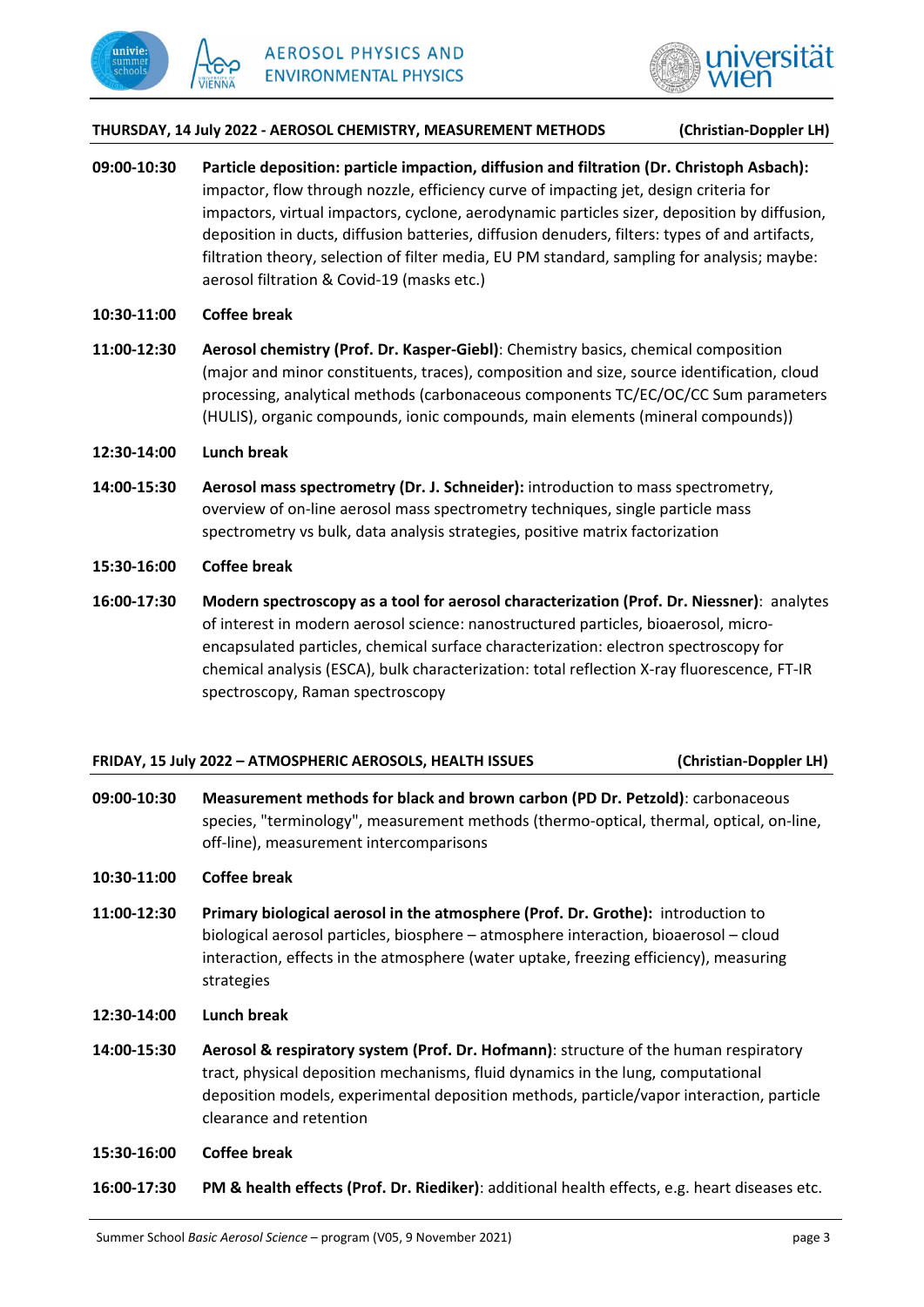### THURSDAY, 14 July 2022 - AEROSOL CHEMISTRY, MEASUREMENT METHODS (Christian-Doppler LH)

**09:00-10:30** **Particle deposition: particle impaction, diffusion and filtration (Dr. Christoph Asbach):** impactor, flow through nozzle, efficiency curve of impacting jet, design criteria for impactors, virtual impactors, cyclone, aerodynamic particles sizer, deposition by diffusion, deposition in ducts, diffusion batteries, diffusion denuders, filters: types of and artifacts, filtration theory, selection of filter media, EU PM standard, sampling for analysis; maybe: aerosol filtration & Covid-19 (masks etc.)

**10:30-11:00** **Coffee break**

**11:00-12:30** **Aerosol chemistry (Prof. Dr. Kasper-Giebl)**: Chemistry basics, chemical composition (major and minor constituents, traces), composition and size, source identification, cloud processing, analytical methods (carbonaceous components TC/EC/OC/CC Sum parameters (HULIS), organic compounds, ionic compounds, main elements (mineral compounds))

**12:30-14:00** **Lunch break**

**14:00-15:30** **Aerosol mass spectrometry (Dr. J. Schneider):** introduction to mass spectrometry, overview of on-line aerosol mass spectrometry techniques, single particle mass spectrometry vs bulk, data analysis strategies, positive matrix factorization

**15:30-16:00** **Coffee break**

**16:00-17:30** **Modern spectroscopy as a tool for aerosol characterization (Prof. Dr. Niessner)**: analytes of interest in modern aerosol science: nanostructured particles, bioaerosol, micro-encapsulated particles, chemical surface characterization: electron spectroscopy for chemical analysis (ESCA), bulk characterization: total reflection X-ray fluorescence, FT-IR spectroscopy, Raman spectroscopy

### FRIDAY, 15 July 2022 – ATMOSPHERIC AEROSOLS, HEALTH ISSUES (Christian-Doppler LH)

**09:00-10:30** **Measurement methods for black and brown carbon (PD Dr. Petzold)**: carbonaceous species, "terminology", measurement methods (thermo-optical, thermal, optical, on-line, off-line), measurement intercomparisons

**10:30-11:00** **Coffee break**

**11:00-12:30** **Primary biological aerosol in the atmosphere (Prof. Dr. Grothe):** introduction to biological aerosol particles, biosphere – atmosphere interaction, bioaerosol – cloud interaction, effects in the atmosphere (water uptake, freezing efficiency), measuring strategies

**12:30-14:00** **Lunch break**

**14:00-15:30** **Aerosol & respiratory system (Prof. Dr. Hofmann)**: structure of the human respiratory tract, physical deposition mechanisms, fluid dynamics in the lung, computational deposition models, experimental deposition methods, particle/vapor interaction, particle clearance and retention

**15:30-16:00** **Coffee break**

**16:00-17:30** **PM & health effects (Prof. Dr. Riediker)**: additional health effects, e.g. heart diseases etc.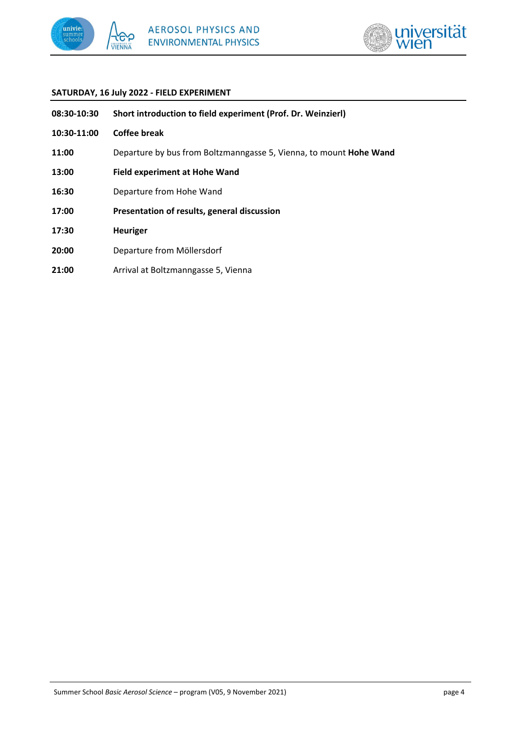**SATURDAY, 16 July 2022 - FIELD EXPERIMENT**

| | |
|---|---|
| **08:30-10:30** | **Short introduction to field experiment (Prof. Dr. Weinzierl)** |
| **10:30-11:00** | **Coffee break** |
| **11:00** | Departure by bus from Boltzmanngasse 5, Vienna, to mount **Hohe Wand** |
| **13:00** | **Field experiment at Hohe Wand** |
| **16:30** | Departure from Hohe Wand |
| **17:00** | **Presentation of results, general discussion** |
| **17:30** | **Heuriger** |
| **20:00** | Departure from Möllersdorf |
| **21:00** | Arrival at Boltzmanngasse 5, Vienna |